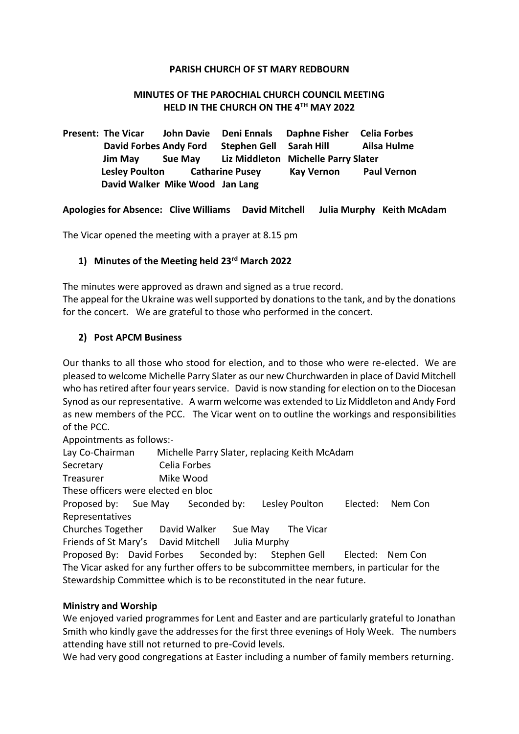**PARISH CHURCH OF ST MARY REDBOURN**

**MINUTES OF THE PAROCHIAL CHURCH COUNCIL MEETING HELD IN THE CHURCH ON THE 4TH MAY 2022**

**Present: The Vicar John Davie Deni Ennals Daphne Fisher Celia Forbes David Forbes Andy Ford Stephen Gell Sarah Hill Ailsa Hulme Jim May Sue May Liz Middleton Michelle Parry Slater Lesley Poulton Catharine Pusey Kay Vernon Paul Vernon David Walker Mike Wood Jan Lang**

**Apologies for Absence: Clive Williams David Mitchell Julia Murphy Keith McAdam**

The Vicar opened the meeting with a prayer at 8.15 pm

1) **Minutes of the Meeting held 23rd March 2022**

The minutes were approved as drawn and signed as a true record.
The appeal for the Ukraine was well supported by donations to the tank, and by the donations for the concert. We are grateful to those who performed in the concert.

2) **Post APCM Business**

Our thanks to all those who stood for election, and to those who were re-elected. We are pleased to welcome Michelle Parry Slater as our new Churchwarden in place of David Mitchell who has retired after four years service. David is now standing for election on to the Diocesan Synod as our representative. A warm welcome was extended to Liz Middleton and Andy Ford as new members of the PCC. The Vicar went on to outline the workings and responsibilities of the PCC.

Appointments as follows:-
Lay Co-Chairman Michelle Parry Slater, replacing Keith McAdam
Secretary Celia Forbes
Treasurer Mike Wood
These officers were elected en bloc
Proposed by: Sue May Seconded by: Lesley Poulton Elected: Nem Con
Representatives
Churches Together David Walker Sue May The Vicar
Friends of St Mary's David Mitchell Julia Murphy
Proposed By: David Forbes Seconded by: Stephen Gell Elected: Nem Con
The Vicar asked for any further offers to be subcommittee members, in particular for the Stewardship Committee which is to be reconstituted in the near future.

**Ministry and Worship**

We enjoyed varied programmes for Lent and Easter and are particularly grateful to Jonathan Smith who kindly gave the addresses for the first three evenings of Holy Week. The numbers attending have still not returned to pre-Covid levels.
We had very good congregations at Easter including a number of family members returning.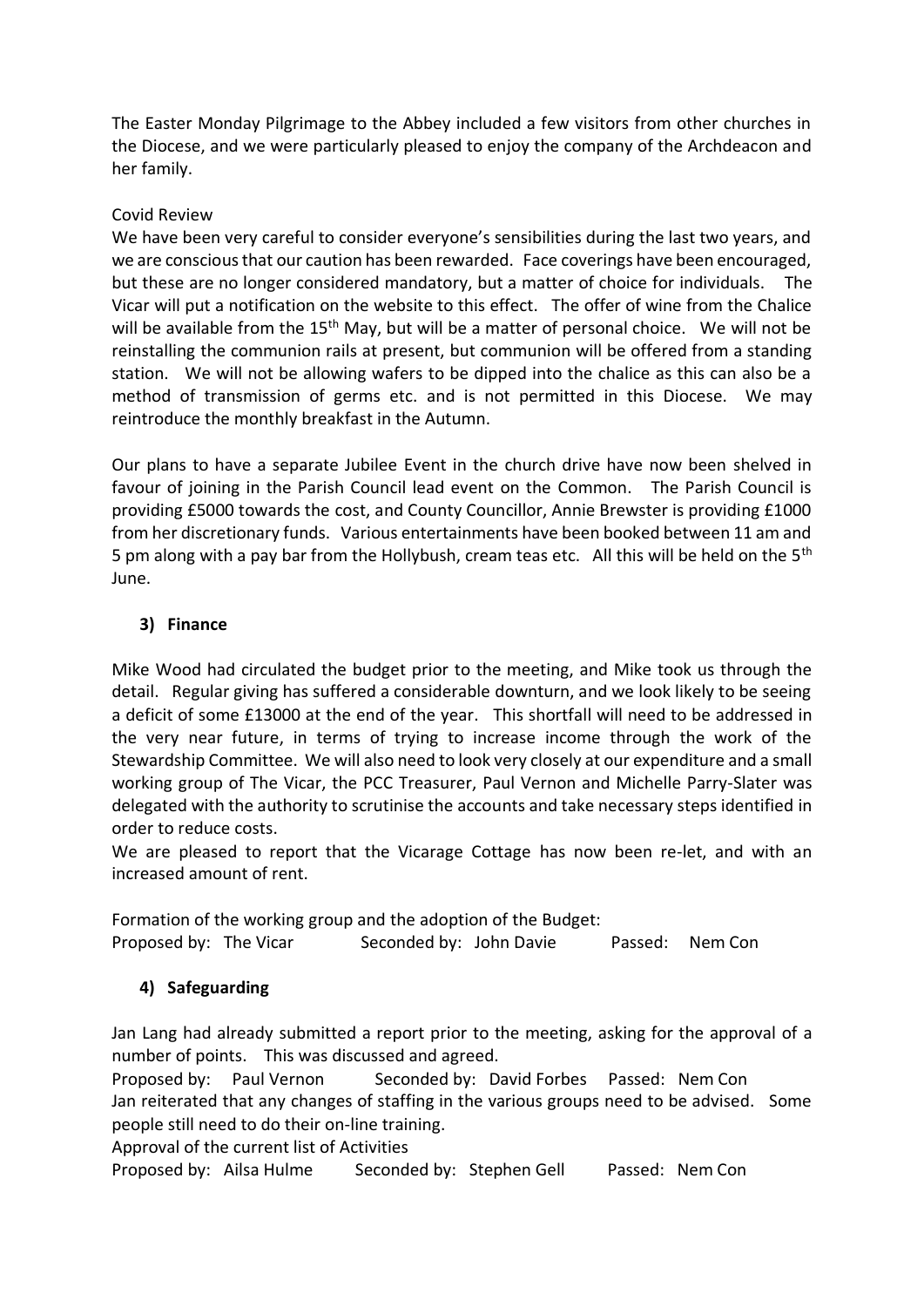The Easter Monday Pilgrimage to the Abbey included a few visitors from other churches in the Diocese, and we were particularly pleased to enjoy the company of the Archdeacon and her family.

Covid Review

We have been very careful to consider everyone's sensibilities during the last two years, and we are conscious that our caution has been rewarded. Face coverings have been encouraged, but these are no longer considered mandatory, but a matter of choice for individuals. The Vicar will put a notification on the website to this effect. The offer of wine from the Chalice will be available from the 15th May, but will be a matter of personal choice. We will not be reinstalling the communion rails at present, but communion will be offered from a standing station. We will not be allowing wafers to be dipped into the chalice as this can also be a method of transmission of germs etc. and is not permitted in this Diocese. We may reintroduce the monthly breakfast in the Autumn.

Our plans to have a separate Jubilee Event in the church drive have now been shelved in favour of joining in the Parish Council lead event on the Common. The Parish Council is providing £5000 towards the cost, and County Councillor, Annie Brewster is providing £1000 from her discretionary funds. Various entertainments have been booked between 11 am and 5 pm along with a pay bar from the Hollybush, cream teas etc. All this will be held on the 5th June.

## 3) Finance

Mike Wood had circulated the budget prior to the meeting, and Mike took us through the detail. Regular giving has suffered a considerable downturn, and we look likely to be seeing a deficit of some £13000 at the end of the year. This shortfall will need to be addressed in the very near future, in terms of trying to increase income through the work of the Stewardship Committee. We will also need to look very closely at our expenditure and a small working group of The Vicar, the PCC Treasurer, Paul Vernon and Michelle Parry-Slater was delegated with the authority to scrutinise the accounts and take necessary steps identified in order to reduce costs.

We are pleased to report that the Vicarage Cottage has now been re-let, and with an increased amount of rent.

Formation of the working group and the adoption of the Budget:

Proposed by: The Vicar Seconded by: John Davie Passed: Nem Con

## 4) Safeguarding

Jan Lang had already submitted a report prior to the meeting, asking for the approval of a number of points. This was discussed and agreed.

Proposed by: Paul Vernon Seconded by: David Forbes Passed: Nem Con

Jan reiterated that any changes of staffing in the various groups need to be advised. Some people still need to do their on-line training.

Approval of the current list of Activities

Proposed by: Ailsa Hulme Seconded by: Stephen Gell Passed: Nem Con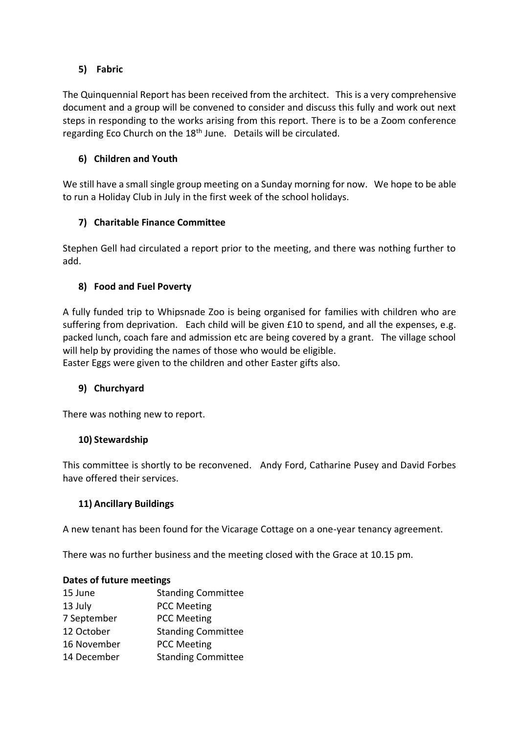### 5) Fabric

The Quinquennial Report has been received from the architect. This is a very comprehensive document and a group will be convened to consider and discuss this fully and work out next steps in responding to the works arising from this report. There is to be a Zoom conference regarding Eco Church on the 18th June. Details will be circulated.

### 6) Children and Youth

We still have a small single group meeting on a Sunday morning for now. We hope to be able to run a Holiday Club in July in the first week of the school holidays.

### 7) Charitable Finance Committee

Stephen Gell had circulated a report prior to the meeting, and there was nothing further to add.

### 8) Food and Fuel Poverty

A fully funded trip to Whipsnade Zoo is being organised for families with children who are suffering from deprivation. Each child will be given £10 to spend, and all the expenses, e.g. packed lunch, coach fare and admission etc are being covered by a grant. The village school will help by providing the names of those who would be eligible.
Easter Eggs were given to the children and other Easter gifts also.

### 9) Churchyard

There was nothing new to report.

### 10) Stewardship

This committee is shortly to be reconvened. Andy Ford, Catharine Pusey and David Forbes have offered their services.

### 11) Ancillary Buildings

A new tenant has been found for the Vicarage Cottage on a one-year tenancy agreement.

There was no further business and the meeting closed with the Grace at 10.15 pm.

**Dates of future meetings**

| | |
|---|---|
| 15 June | Standing Committee |
| 13 July | PCC Meeting |
| 7 September | PCC Meeting |
| 12 October | Standing Committee |
| 16 November | PCC Meeting |
| 14 December | Standing Committee |